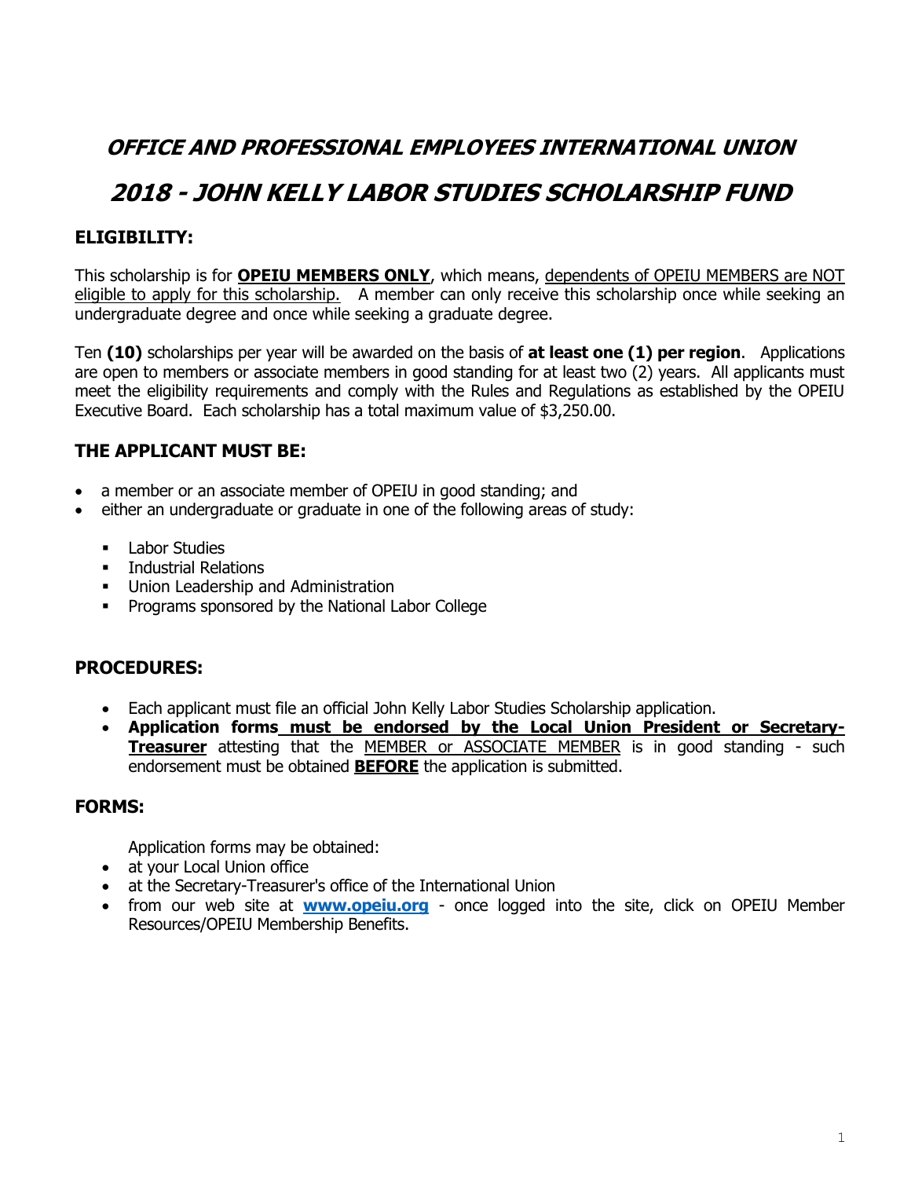# *OFFICE AND PROFESSIONAL EMPLOYEES INTERNATIONAL UNION*

# *2018 - JOHN KELLY LABOR STUDIES SCHOLARSHIP FUND*

## ELIGIBILITY:

This scholarship is for **OPEIU MEMBERS ONLY**, which means, dependents of OPEIU MEMBERS are NOT eligible to apply for this scholarship. A member can only receive this scholarship once while seeking an undergraduate degree and once while seeking a graduate degree.

Ten **(10)** scholarships per year will be awarded on the basis of **at least one (1) per region**. Applications are open to members or associate members in good standing for at least two (2) years. All applicants must meet the eligibility requirements and comply with the Rules and Regulations as established by the OPEIU Executive Board. Each scholarship has a total maximum value of $3,250.00.

## THE APPLICANT MUST BE:

- a member or an associate member of OPEIU in good standing; and
- either an undergraduate or graduate in one of the following areas of study:
  - Labor Studies
  - Industrial Relations
  - Union Leadership and Administration
  - Programs sponsored by the National Labor College

## PROCEDURES:

- Each applicant must file an official John Kelly Labor Studies Scholarship application.
- **Application forms must be endorsed by the Local Union President or Secretary-Treasurer** attesting that the MEMBER or ASSOCIATE MEMBER is in good standing - such endorsement must be obtained **BEFORE** the application is submitted.

## FORMS:

Application forms may be obtained:

- at your Local Union office
- at the Secretary-Treasurer's office of the International Union
- from our web site at **www.opeiu.org** - once logged into the site, click on OPEIU Member Resources/OPEIU Membership Benefits.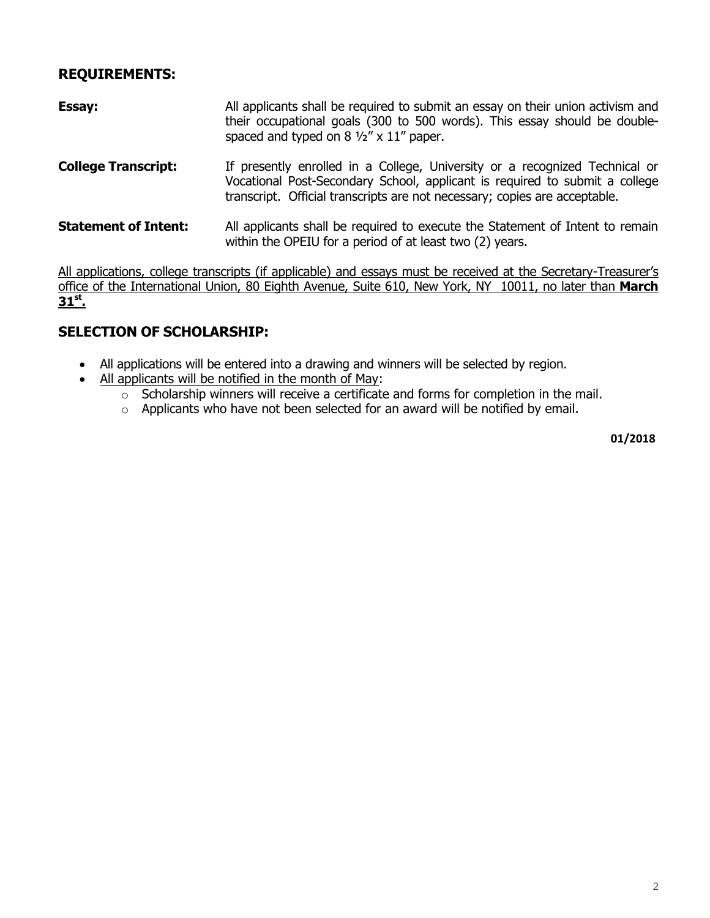## REQUIREMENTS:

**Essay:** All applicants shall be required to submit an essay on their union activism and their occupational goals (300 to 500 words). This essay should be double-spaced and typed on 8 ½" x 11" paper.

**College Transcript:** If presently enrolled in a College, University or a recognized Technical or Vocational Post-Secondary School, applicant is required to submit a college transcript. Official transcripts are not necessary; copies are acceptable.

**Statement of Intent:** All applicants shall be required to execute the Statement of Intent to remain within the OPEIU for a period of at least two (2) years.

<u>All applications, college transcripts (if applicable) and essays must be received at the Secretary-Treasurer's office of the International Union, 80 Eighth Avenue, Suite 610, New York, NY 10011, no later than **March 31st.**</u>

## SELECTION OF SCHOLARSHIP:

- All applications will be entered into a drawing and winners will be selected by region.
- <u>All applicants will be notified in the month of May</u>:
  - Scholarship winners will receive a certificate and forms for completion in the mail.
  - Applicants who have not been selected for an award will be notified by email.

**01/2018**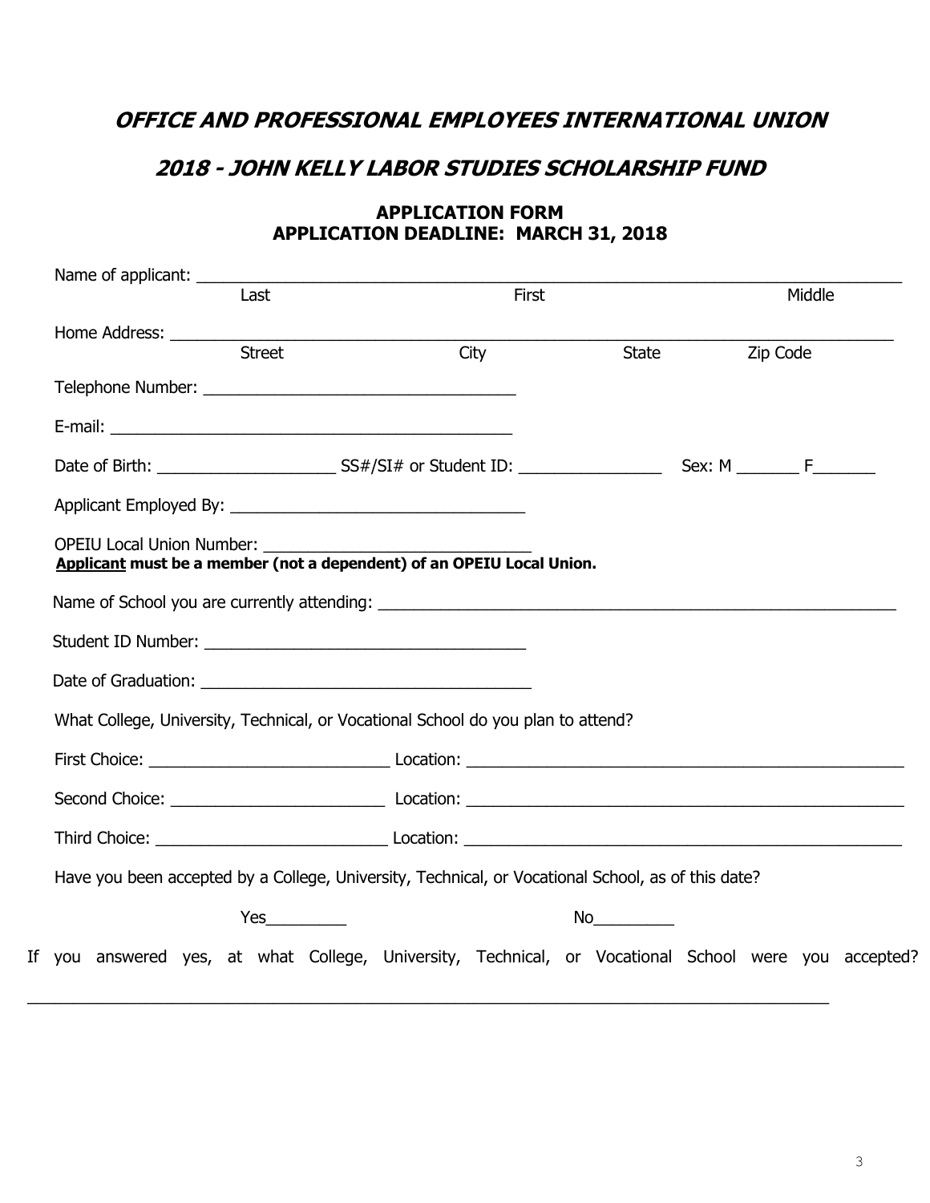## *OFFICE AND PROFESSIONAL EMPLOYEES INTERNATIONAL UNION*

## *2018 - JOHN KELLY LABOR STUDIES SCHOLARSHIP FUND*

### APPLICATION FORM
### APPLICATION DEADLINE: MARCH 31, 2018

Name of applicant: ______________________________________________________________________
Last                                        First                                        Middle

Home Address: ______________________________________________________________________
Street                                        City                    State                    Zip Code

Telephone Number: ____________________________________

E-mail: ______________________________________________

Date of Birth: ____________________ SS#/SI# or Student ID: ________________ Sex: M _______ F_______

Applicant Employed By: __________________________________

OPEIU Local Union Number: ______________________________
**Applicant must be a member (not a dependent) of an OPEIU Local Union.**

Name of School you are currently attending: ____________________________________________________

Student ID Number: ____________________________________

Date of Graduation: ____________________________________

What College, University, Technical, or Vocational School do you plan to attend?

First Choice: ___________________________ Location: ____________________________________________

Second Choice: _________________________ Location: ____________________________________________

Third Choice: __________________________ Location: ____________________________________________

Have you been accepted by a College, University, Technical, or Vocational School, as of this date?

Yes_________                                        No_________

If you answered yes, at what College, University, Technical, or Vocational School were you accepted?

______________________________________________________________________________________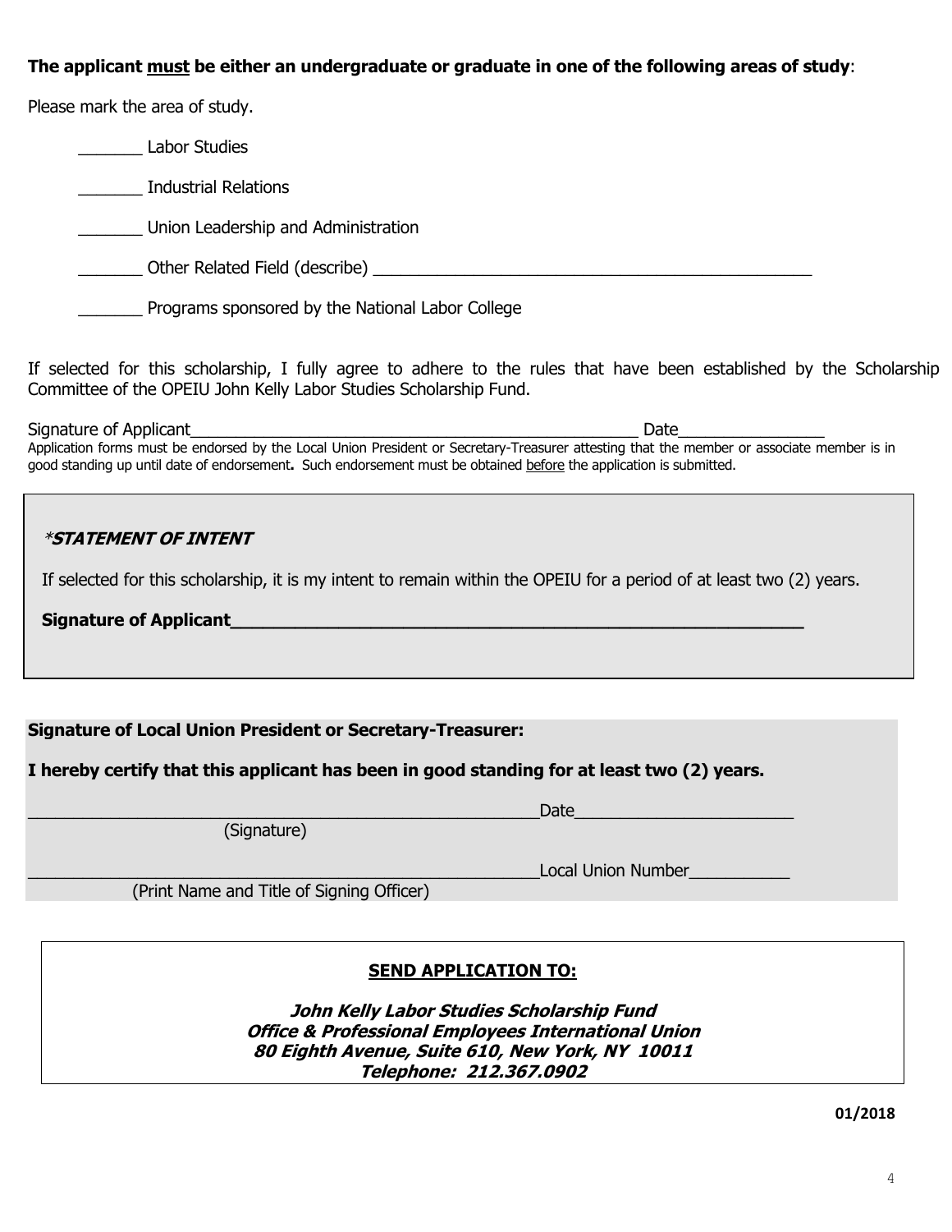**The applicant must be either an undergraduate or graduate in one of the following areas of study**:

Please mark the area of study.

_______ Labor Studies

_______ Industrial Relations

_______ Union Leadership and Administration

_______ Other Related Field (describe) _______________________________________________

_______ Programs sponsored by the National Labor College

If selected for this scholarship, I fully agree to adhere to the rules that have been established by the Scholarship Committee of the OPEIU John Kelly Labor Studies Scholarship Fund.

Signature of Applicant_______________________________________________ Date_______________

Application forms must be endorsed by the Local Union President or Secretary-Treasurer attesting that the member or associate member is in good standing up until date of endorsement**.** Such endorsement must be obtained before the application is submitted.

***\*STATEMENT OF INTENT***

If selected for this scholarship, it is my intent to remain within the OPEIU for a period of at least two (2) years.

**Signature of Applicant_______________________________________________________**

**Signature of Local Union President or Secretary-Treasurer:**

**I hereby certify that this applicant has been in good standing for at least two (2) years.**

_______________________________________________________Date_______________________
(Signature)

_______________________________________________________Local Union Number__________
(Print Name and Title of Signing Officer)

**SEND APPLICATION TO:**

***John Kelly Labor Studies Scholarship Fund***
***Office & Professional Employees International Union***
***80 Eighth Avenue, Suite 610, New York, NY 10011***
***Telephone: 212.367.0902***

**01/2018**